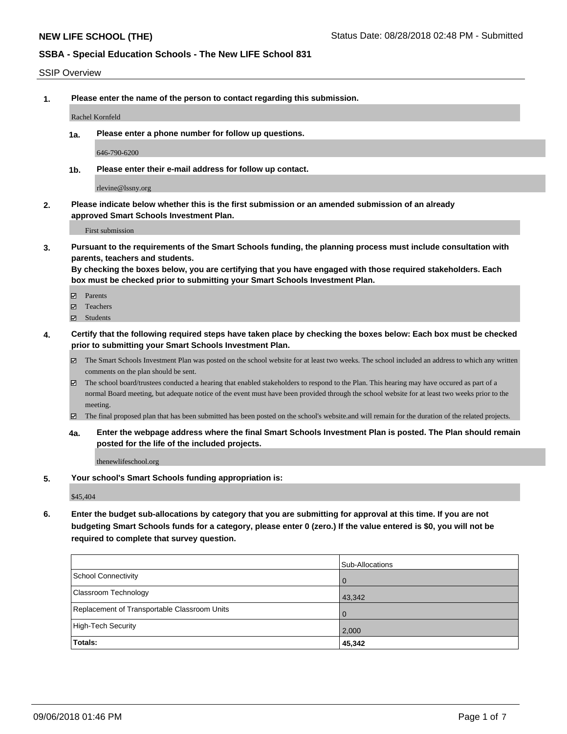**NEW LIFE SCHOOL (THE)** Status Date: 08/28/2018 02:48 PM - Submitted

**SSBA - Special Education Schools - The New LIFE School 831**

SSIP Overview

**1. Please enter the name of the person to contact regarding this submission.**

Rachel Kornfeld

**1a. Please enter a phone number for follow up questions.**

646-790-6200

**1b. Please enter their e-mail address for follow up contact.**

rlevine@lssny.org

**2. Please indicate below whether this is the first submission or an amended submission of an already approved Smart Schools Investment Plan.**

First submission

**3. Pursuant to the requirements of the Smart Schools funding, the planning process must include consultation with parents, teachers and students.**
**By checking the boxes below, you are certifying that you have engaged with those required stakeholders. Each box must be checked prior to submitting your Smart Schools Investment Plan.**

- [x] Parents
- [x] Teachers
- [x] Students

**4. Certify that the following required steps have taken place by checking the boxes below: Each box must be checked prior to submitting your Smart Schools Investment Plan.**

- [x] The Smart Schools Investment Plan was posted on the school website for at least two weeks. The school included an address to which any written comments on the plan should be sent.
- [x] The school board/trustees conducted a hearing that enabled stakeholders to respond to the Plan. This hearing may have occured as part of a normal Board meeting, but adequate notice of the event must have been provided through the school website for at least two weeks prior to the meeting.
- [x] The final proposed plan that has been submitted has been posted on the school's website.and will remain for the duration of the related projects.

**4a. Enter the webpage address where the final Smart Schools Investment Plan is posted. The Plan should remain posted for the life of the included projects.**

thenewlifeschool.org

**5. Your school's Smart Schools funding appropriation is:**

$45,404

**6. Enter the budget sub-allocations by category that you are submitting for approval at this time. If you are not budgeting Smart Schools funds for a category, please enter 0 (zero.) If the value entered is $0, you will not be required to complete that survey question.**

| | Sub-Allocations |
|---|---|
| School Connectivity | 0 |
| Classroom Technology | 43,342 |
| Replacement of Transportable Classroom Units | 0 |
| High-Tech Security | 2,000 |
| **Totals:** | **45,342** |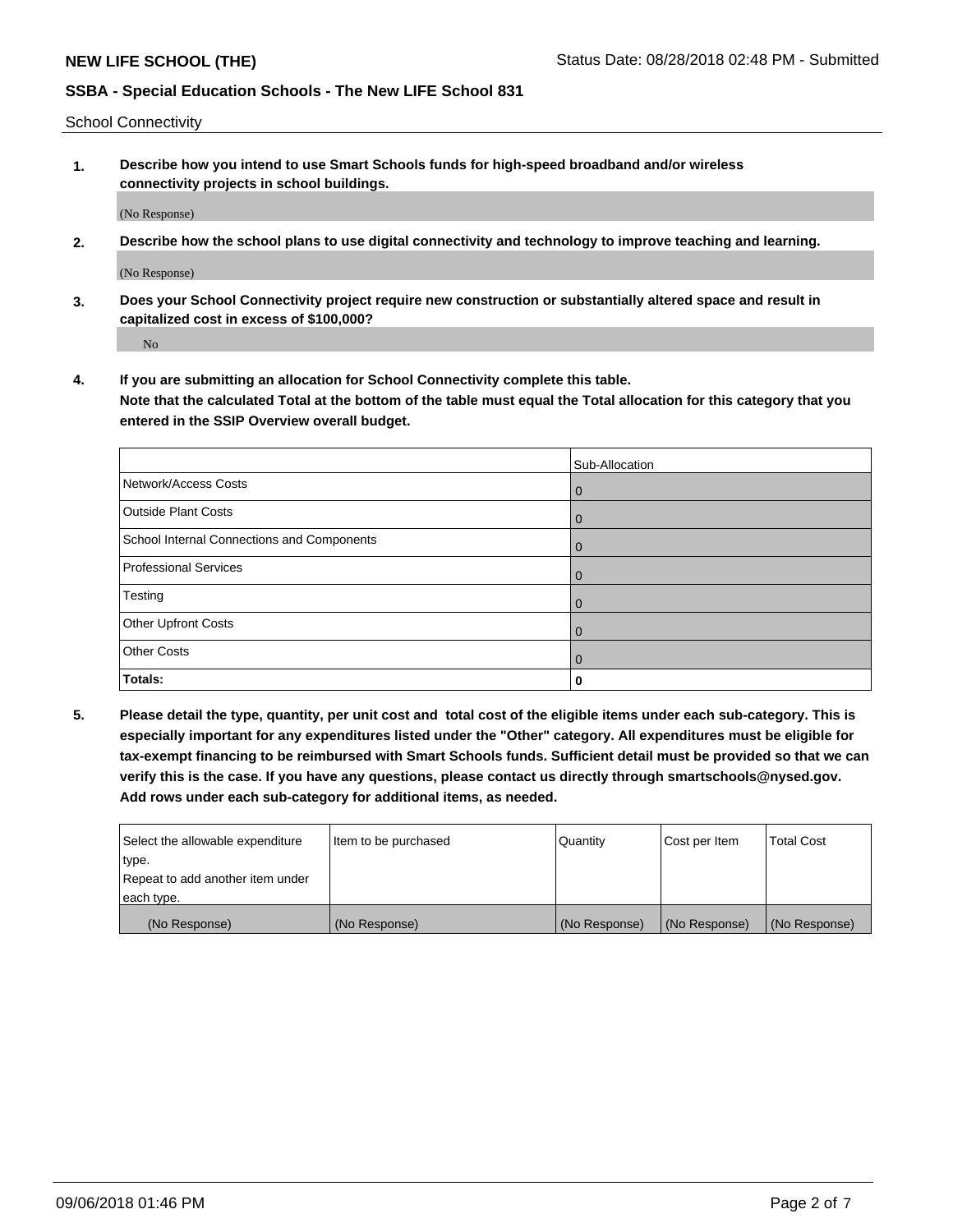School Connectivity

1. **Describe how you intend to use Smart Schools funds for high-speed broadband and/or wireless connectivity projects in school buildings.**

   (No Response)

2. **Describe how the school plans to use digital connectivity and technology to improve teaching and learning.**

   (No Response)

3. **Does your School Connectivity project require new construction or substantially altered space and result in capitalized cost in excess of $100,000?**

   No

4. **If you are submitting an allocation for School Connectivity complete this table. Note that the calculated Total at the bottom of the table must equal the Total allocation for this category that you entered in the SSIP Overview overall budget.**

| | Sub-Allocation |
|---|---|
| Network/Access Costs | 0 |
| Outside Plant Costs | 0 |
| School Internal Connections and Components | 0 |
| Professional Services | 0 |
| Testing | 0 |
| Other Upfront Costs | 0 |
| Other Costs | 0 |
| **Totals:** | **0** |

5. **Please detail the type, quantity, per unit cost and total cost of the eligible items under each sub-category. This is especially important for any expenditures listed under the "Other" category. All expenditures must be eligible for tax-exempt financing to be reimbursed with Smart Schools funds. Sufficient detail must be provided so that we can verify this is the case. If you have any questions, please contact us directly through smartschools@nysed.gov. Add rows under each sub-category for additional items, as needed.**

| Select the allowable expenditure type. Repeat to add another item under each type. | Item to be purchased | Quantity | Cost per Item | Total Cost |
|---|---|---|---|---|
| (No Response) | (No Response) | (No Response) | (No Response) | (No Response) |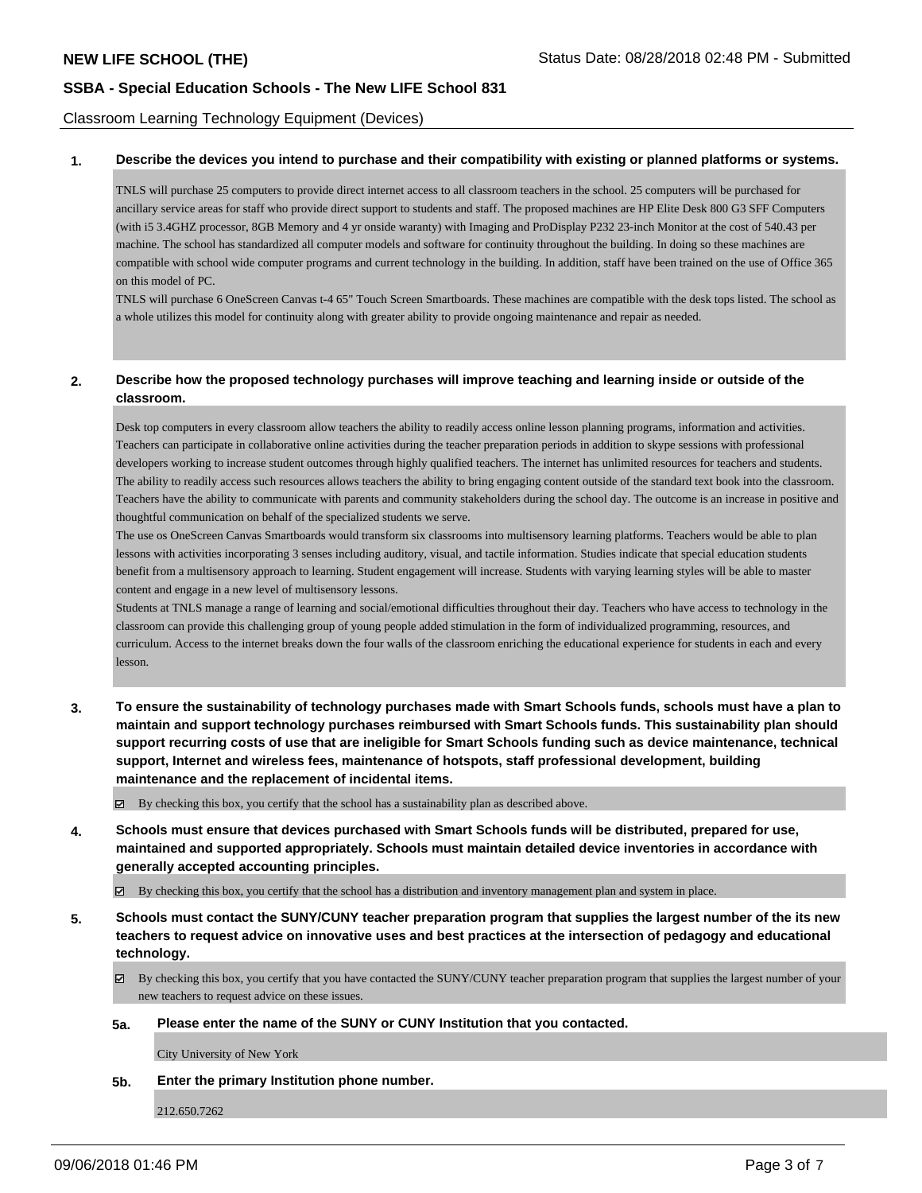Classroom Learning Technology Equipment (Devices)

**1. Describe the devices you intend to purchase and their compatibility with existing or planned platforms or systems.**

TNLS will purchase 25 computers to provide direct internet access to all classroom teachers in the school. 25 computers will be purchased for ancillary service areas for staff who provide direct support to students and staff. The proposed machines are HP Elite Desk 800 G3 SFF Computers (with i5 3.4GHZ processor, 8GB Memory and 4 yr onside waranty) with Imaging and ProDisplay P232 23-inch Monitor at the cost of 540.43 per machine. The school has standardized all computer models and software for continuity throughout the building. In doing so these machines are compatible with school wide computer programs and current technology in the building. In addition, staff have been trained on the use of Office 365 on this model of PC.

TNLS will purchase 6 OneScreen Canvas t-4 65" Touch Screen Smartboards. These machines are compatible with the desk tops listed. The school as a whole utilizes this model for continuity along with greater ability to provide ongoing maintenance and repair as needed.

**2. Describe how the proposed technology purchases will improve teaching and learning inside or outside of the classroom.**

Desk top computers in every classroom allow teachers the ability to readily access online lesson planning programs, information and activities. Teachers can participate in collaborative online activities during the teacher preparation periods in addition to skype sessions with professional developers working to increase student outcomes through highly qualified teachers. The internet has unlimited resources for teachers and students. The ability to readily access such resources allows teachers the ability to bring engaging content outside of the standard text book into the classroom. Teachers have the ability to communicate with parents and community stakeholders during the school day. The outcome is an increase in positive and thoughtful communication on behalf of the specialized students we serve.

The use os OneScreen Canvas Smartboards would transform six classrooms into multisensory learning platforms. Teachers would be able to plan lessons with activities incorporating 3 senses including auditory, visual, and tactile information. Studies indicate that special education students benefit from a multisensory approach to learning. Student engagement will increase. Students with varying learning styles will be able to master content and engage in a new level of multisensory lessons.

Students at TNLS manage a range of learning and social/emotional difficulties throughout their day. Teachers who have access to technology in the classroom can provide this challenging group of young people added stimulation in the form of individualized programming, resources, and curriculum. Access to the internet breaks down the four walls of the classroom enriching the educational experience for students in each and every lesson.

**3. To ensure the sustainability of technology purchases made with Smart Schools funds, schools must have a plan to maintain and support technology purchases reimbursed with Smart Schools funds. This sustainability plan should support recurring costs of use that are ineligible for Smart Schools funding such as device maintenance, technical support, Internet and wireless fees, maintenance of hotspots, staff professional development, building maintenance and the replacement of incidental items.**

☑ By checking this box, you certify that the school has a sustainability plan as described above.

**4. Schools must ensure that devices purchased with Smart Schools funds will be distributed, prepared for use, maintained and supported appropriately. Schools must maintain detailed device inventories in accordance with generally accepted accounting principles.**

☑ By checking this box, you certify that the school has a distribution and inventory management plan and system in place.

**5. Schools must contact the SUNY/CUNY teacher preparation program that supplies the largest number of the its new teachers to request advice on innovative uses and best practices at the intersection of pedagogy and educational technology.**

☑ By checking this box, you certify that you have contacted the SUNY/CUNY teacher preparation program that supplies the largest number of your new teachers to request advice on these issues.

**5a. Please enter the name of the SUNY or CUNY Institution that you contacted.**

City University of New York

**5b. Enter the primary Institution phone number.**

212.650.7262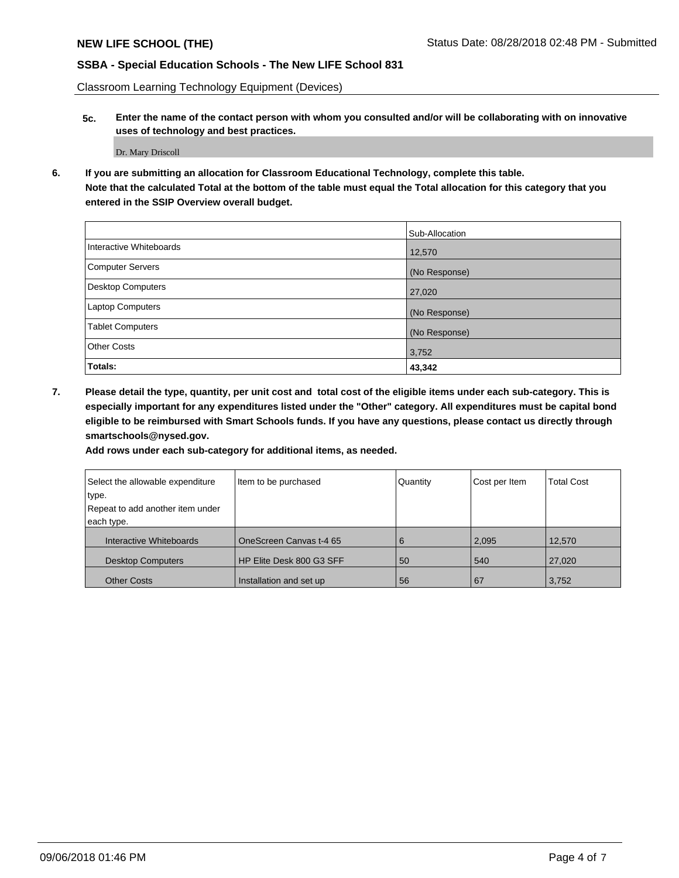**NEW LIFE SCHOOL (THE)**

**SSBA - Special Education Schools - The New LIFE School 831**

Classroom Learning Technology Equipment (Devices)

**5c. Enter the name of the contact person with whom you consulted and/or will be collaborating with on innovative uses of technology and best practices.**

Dr. Mary Driscoll

**6. If you are submitting an allocation for Classroom Educational Technology, complete this table. Note that the calculated Total at the bottom of the table must equal the Total allocation for this category that you entered in the SSIP Overview overall budget.**

| | Sub-Allocation |
|---|---|
| Interactive Whiteboards | 12,570 |
| Computer Servers | (No Response) |
| Desktop Computers | 27,020 |
| Laptop Computers | (No Response) |
| Tablet Computers | (No Response) |
| Other Costs | 3,752 |
| **Totals:** | **43,342** |

**7. Please detail the type, quantity, per unit cost and total cost of the eligible items under each sub-category. This is especially important for any expenditures listed under the "Other" category. All expenditures must be capital bond eligible to be reimbursed with Smart Schools funds. If you have any questions, please contact us directly through smartschools@nysed.gov.**

**Add rows under each sub-category for additional items, as needed.**

| Select the allowable expenditure type. Repeat to add another item under each type. | Item to be purchased | Quantity | Cost per Item | Total Cost |
|---|---|---|---|---|
| Interactive Whiteboards | OneScreen Canvas t-4 65 | 6 | 2,095 | 12,570 |
| Desktop Computers | HP Elite Desk 800 G3 SFF | 50 | 540 | 27,020 |
| Other Costs | Installation and set up | 56 | 67 | 3,752 |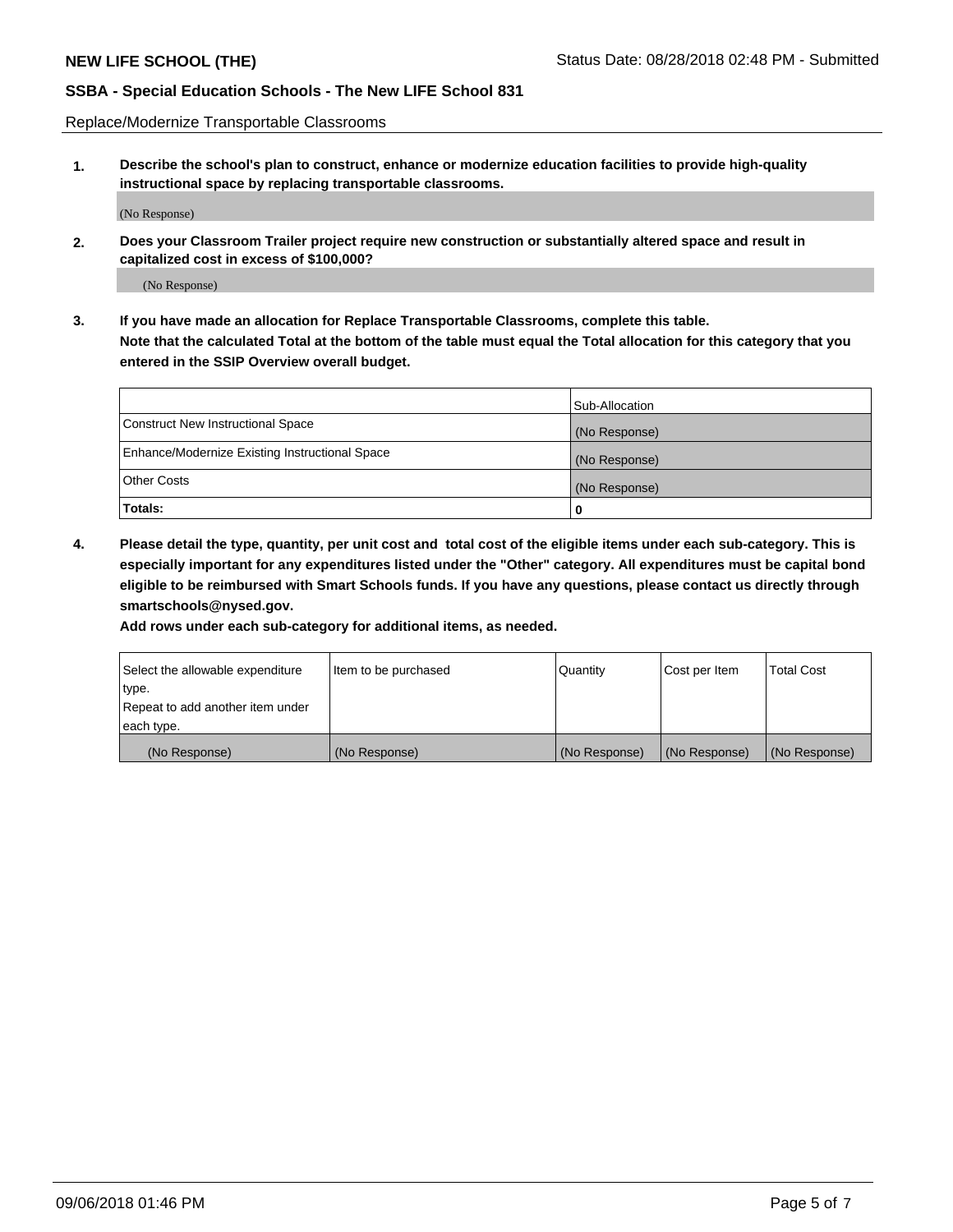Replace/Modernize Transportable Classrooms

**1. Describe the school's plan to construct, enhance or modernize education facilities to provide high-quality instructional space by replacing transportable classrooms.**

(No Response)

**2. Does your Classroom Trailer project require new construction or substantially altered space and result in capitalized cost in excess of $100,000?**

(No Response)

**3. If you have made an allocation for Replace Transportable Classrooms, complete this table. Note that the calculated Total at the bottom of the table must equal the Total allocation for this category that you entered in the SSIP Overview overall budget.**

| | Sub-Allocation |
|---|---|
| Construct New Instructional Space | (No Response) |
| Enhance/Modernize Existing Instructional Space | (No Response) |
| Other Costs | (No Response) |
| **Totals:** | **0** |

**4. Please detail the type, quantity, per unit cost and total cost of the eligible items under each sub-category. This is especially important for any expenditures listed under the "Other" category. All expenditures must be capital bond eligible to be reimbursed with Smart Schools funds. If you have any questions, please contact us directly through smartschools@nysed.gov.**

**Add rows under each sub-category for additional items, as needed.**

| Select the allowable expenditure type. Repeat to add another item under each type. | Item to be purchased | Quantity | Cost per Item | Total Cost |
|---|---|---|---|---|
| (No Response) | (No Response) | (No Response) | (No Response) | (No Response) |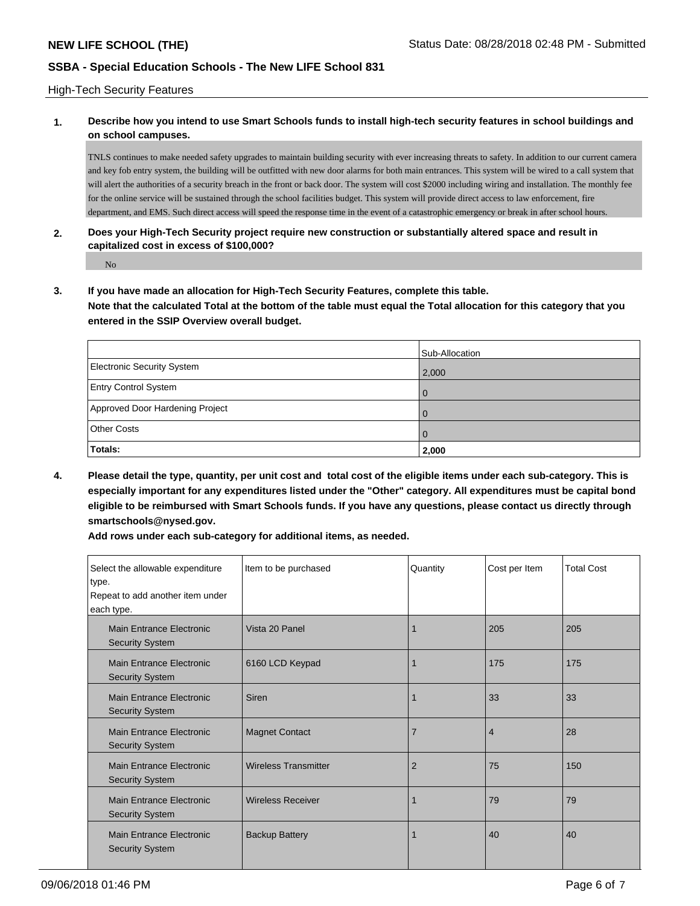## High-Tech Security Features

**1. Describe how you intend to use Smart Schools funds to install high-tech security features in school buildings and on school campuses.**

TNLS continues to make needed safety upgrades to maintain building security with ever increasing threats to safety. In addition to our current camera and key fob entry system, the building will be outfitted with new door alarms for both main entrances. This system will be wired to a call system that will alert the authorities of a security breach in the front or back door. The system will cost $2000 including wiring and installation. The monthly fee for the online service will be sustained through the school facilities budget. This system will provide direct access to law enforcement, fire department, and EMS. Such direct access will speed the response time in the event of a catastrophic emergency or break in after school hours.

**2. Does your High-Tech Security project require new construction or substantially altered space and result in capitalized cost in excess of $100,000?**

No

**3. If you have made an allocation for High-Tech Security Features, complete this table.**
**Note that the calculated Total at the bottom of the table must equal the Total allocation for this category that you entered in the SSIP Overview overall budget.**

| | Sub-Allocation |
|---|---|
| Electronic Security System | 2,000 |
| Entry Control System | 0 |
| Approved Door Hardening Project | 0 |
| Other Costs | 0 |
| **Totals:** | **2,000** |

**4. Please detail the type, quantity, per unit cost and total cost of the eligible items under each sub-category. This is especially important for any expenditures listed under the "Other" category. All expenditures must be capital bond eligible to be reimbursed with Smart Schools funds. If you have any questions, please contact us directly through smartschools@nysed.gov.**

**Add rows under each sub-category for additional items, as needed.**

| Select the allowable expenditure type. Repeat to add another item under each type. | Item to be purchased | Quantity | Cost per Item | Total Cost |
|---|---|---|---|---|
| Main Entrance Electronic Security System | Vista 20 Panel | 1 | 205 | 205 |
| Main Entrance Electronic Security System | 6160 LCD Keypad | 1 | 175 | 175 |
| Main Entrance Electronic Security System | Siren | 1 | 33 | 33 |
| Main Entrance Electronic Security System | Magnet Contact | 7 | 4 | 28 |
| Main Entrance Electronic Security System | Wireless Transmitter | 2 | 75 | 150 |
| Main Entrance Electronic Security System | Wireless Receiver | 1 | 79 | 79 |
| Main Entrance Electronic Security System | Backup Battery | 1 | 40 | 40 |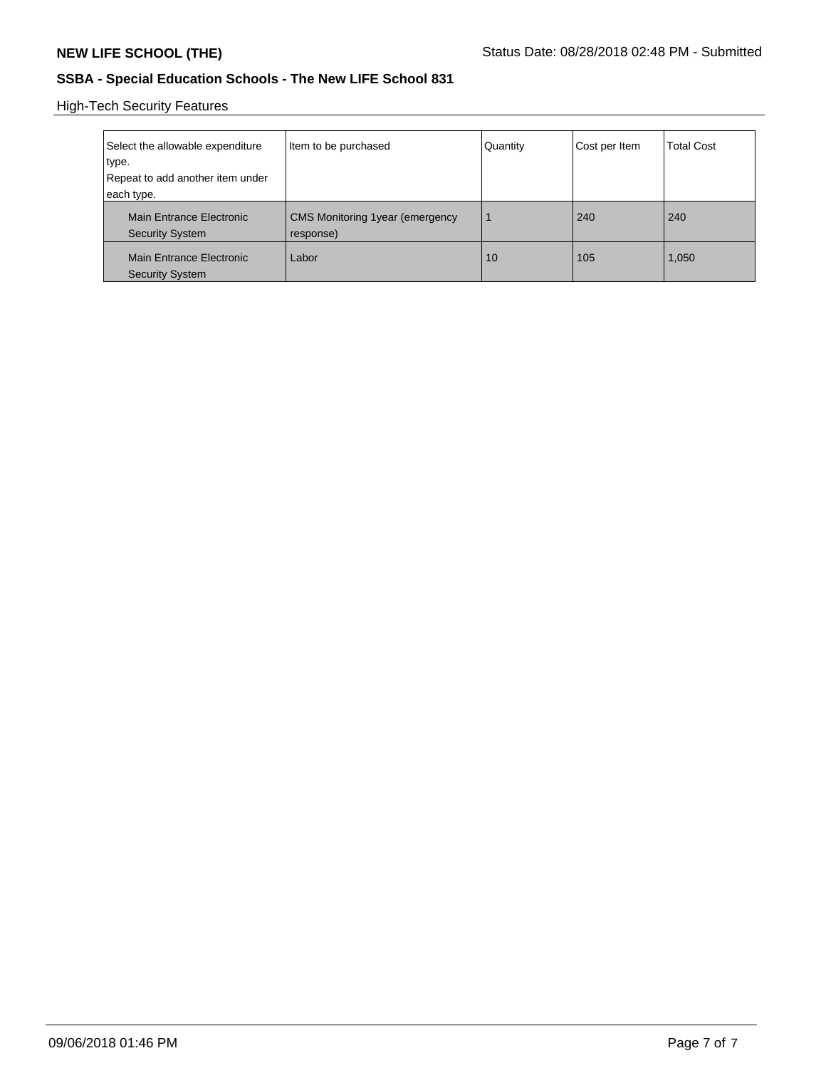## SSBA - Special Education Schools - The New LIFE School 831

High-Tech Security Features

| Select the allowable expenditure type. Repeat to add another item under each type. | Item to be purchased | Quantity | Cost per Item | Total Cost |
|---|---|---|---|---|
| Main Entrance Electronic Security System | CMS Monitoring 1year (emergency response) | 1 | 240 | 240 |
| Main Entrance Electronic Security System | Labor | 10 | 105 | 1,050 |